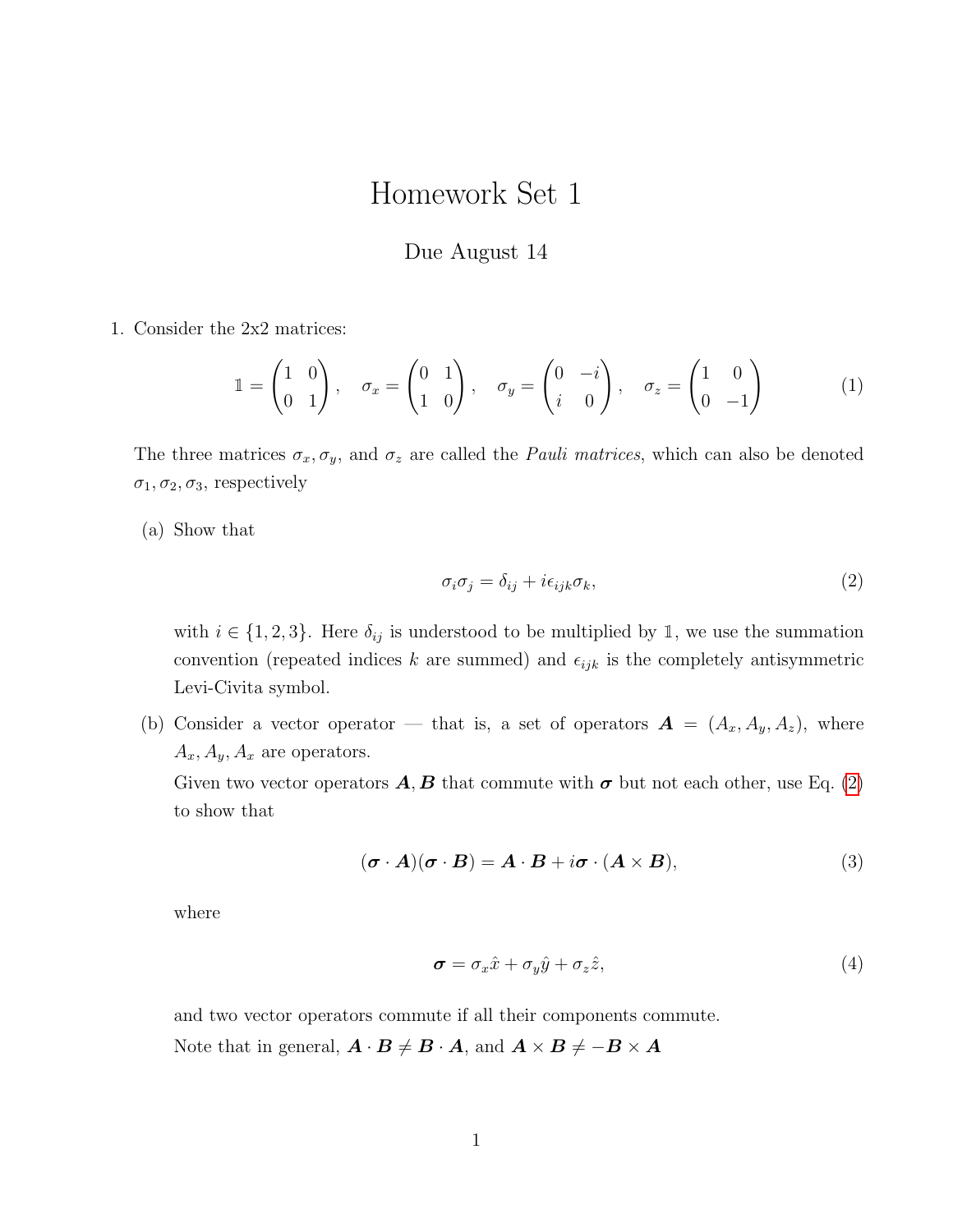# Homework Set 1

Due August 14

1. Consider the 2x2 matrices:

$$\mathbb{1} = \begin{pmatrix} 1 & 0 \\ 0 & 1 \end{pmatrix}, \quad \sigma_x = \begin{pmatrix} 0 & 1 \\ 1 & 0 \end{pmatrix}, \quad \sigma_y = \begin{pmatrix} 0 & -i \\ i & 0 \end{pmatrix}, \quad \sigma_z = \begin{pmatrix} 1 & 0 \\ 0 & -1 \end{pmatrix} \tag{1}$$

The three matrices $\sigma_x, \sigma_y$, and $\sigma_z$ are called the *Pauli matrices*, which can also be denoted $\sigma_1, \sigma_2, \sigma_3$, respectively

(a) Show that

$$\sigma_i \sigma_j = \delta_{ij} + i\epsilon_{ijk}\sigma_k, \tag{2}$$

with $i \in \{1, 2, 3\}$. Here $\delta_{ij}$ is understood to be multiplied by $\mathbb{1}$, we use the summation convention (repeated indices $k$ are summed) and $\epsilon_{ijk}$ is the completely antisymmetric Levi-Civita symbol.

(b) Consider a vector operator — that is, a set of operators $\boldsymbol{A} = (A_x, A_y, A_z)$, where $A_x, A_y, A_x$ are operators.

Given two vector operators $\boldsymbol{A}, \boldsymbol{B}$ that commute with $\boldsymbol{\sigma}$ but not each other, use Eq. (2) to show that

$$(\boldsymbol{\sigma} \cdot \boldsymbol{A})(\boldsymbol{\sigma} \cdot \boldsymbol{B}) = \boldsymbol{A} \cdot \boldsymbol{B} + i\boldsymbol{\sigma} \cdot (\boldsymbol{A} \times \boldsymbol{B}), \tag{3}$$

where

$$\boldsymbol{\sigma} = \sigma_x \hat{x} + \sigma_y \hat{y} + \sigma_z \hat{z}, \tag{4}$$

and two vector operators commute if all their components commute.

Note that in general, $\boldsymbol{A} \cdot \boldsymbol{B} \neq \boldsymbol{B} \cdot \boldsymbol{A}$, and $\boldsymbol{A} \times \boldsymbol{B} \neq -\boldsymbol{B} \times \boldsymbol{A}$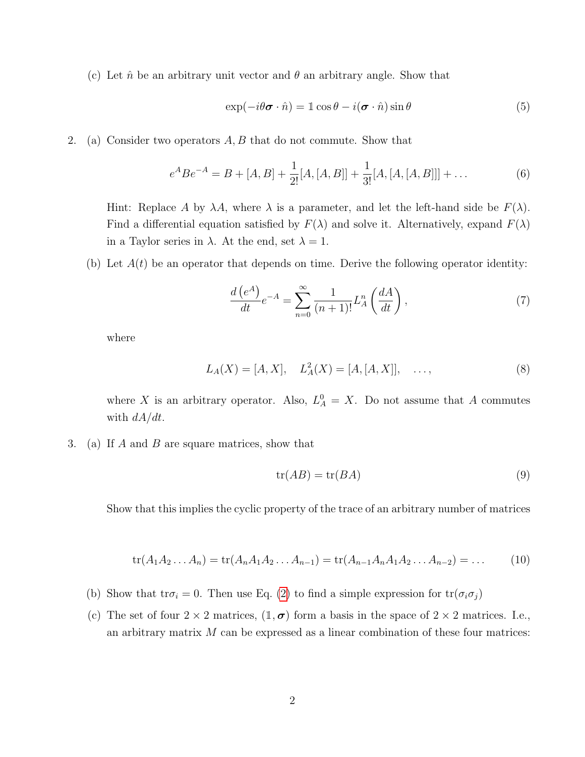(c) Let $\hat{n}$ be an arbitrary unit vector and $\theta$ an arbitrary angle. Show that

$$\exp(-i\theta\boldsymbol{\sigma}\cdot\hat{n}) = \mathbb{1}\cos\theta - i(\boldsymbol{\sigma}\cdot\hat{n})\sin\theta \tag{5}$$

2. (a) Consider two operators $A, B$ that do not commute. Show that

$$e^{A}Be^{-A} = B + [A, B] + \frac{1}{2!}[A,[A,B]] + \frac{1}{3!}[A,[A,[A,B]]] + \ldots \tag{6}$$

Hint: Replace $A$ by $\lambda A$, where $\lambda$ is a parameter, and let the left-hand side be $F(\lambda)$. Find a differential equation satisfied by $F(\lambda)$ and solve it. Alternatively, expand $F(\lambda)$ in a Taylor series in $\lambda$. At the end, set $\lambda = 1$.

(b) Let $A(t)$ be an operator that depends on time. Derive the following operator identity:

$$\frac{d\left(e^{A}\right)}{dt}e^{-A} = \sum_{n=0}^{\infty}\frac{1}{(n+1)!}L_A^n\left(\frac{dA}{dt}\right), \tag{7}$$

where

$$L_A(X) = [A, X], \quad L_A^2(X) = [A,[A,X]], \quad \ldots, \tag{8}$$

where $X$ is an arbitrary operator. Also, $L_A^0 = X$. Do not assume that $A$ commutes with $dA/dt$.

3. (a) If $A$ and $B$ are square matrices, show that

$$\text{tr}(AB) = \text{tr}(BA) \tag{9}$$

Show that this implies the cyclic property of the trace of an arbitrary number of matrices

$$\text{tr}(A_1A_2\ldots A_n) = \text{tr}(A_nA_1A_2\ldots A_{n-1}) = \text{tr}(A_{n-1}A_nA_1A_2\ldots A_{n-2}) = \ldots \tag{10}$$

(b) Show that $\text{tr}\sigma_i = 0$. Then use Eq. (2) to find a simple expression for $\text{tr}(\sigma_i\sigma_j)$

(c) The set of four $2\times 2$ matrices, $(\mathbb{1}, \boldsymbol{\sigma})$ form a basis in the space of $2\times 2$ matrices. I.e., an arbitrary matrix $M$ can be expressed as a linear combination of these four matrices: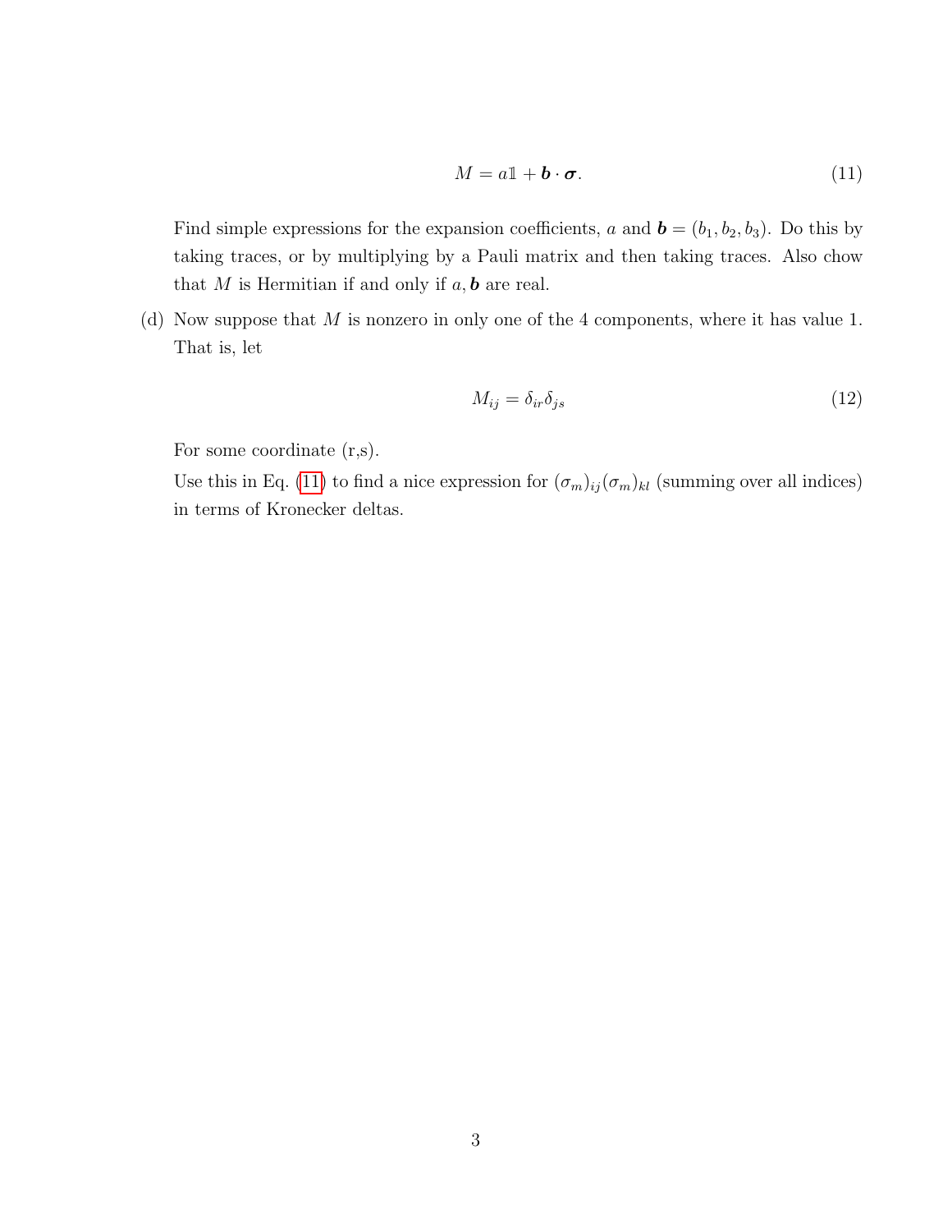$$M = a\mathbb{1} + \boldsymbol{b} \cdot \boldsymbol{\sigma}. \tag{11}$$

Find simple expressions for the expansion coefficients, $a$ and $\boldsymbol{b} = (b_1, b_2, b_3)$. Do this by taking traces, or by multiplying by a Pauli matrix and then taking traces. Also chow that $M$ is Hermitian if and only if $a, \boldsymbol{b}$ are real.

(d) Now suppose that $M$ is nonzero in only one of the 4 components, where it has value 1. That is, let

$$M_{ij} = \delta_{ir}\delta_{js} \tag{12}$$

For some coordinate (r,s).

Use this in Eq. (11) to find a nice expression for $(\sigma_m)_{ij}(\sigma_m)_{kl}$ (summing over all indices) in terms of Kronecker deltas.